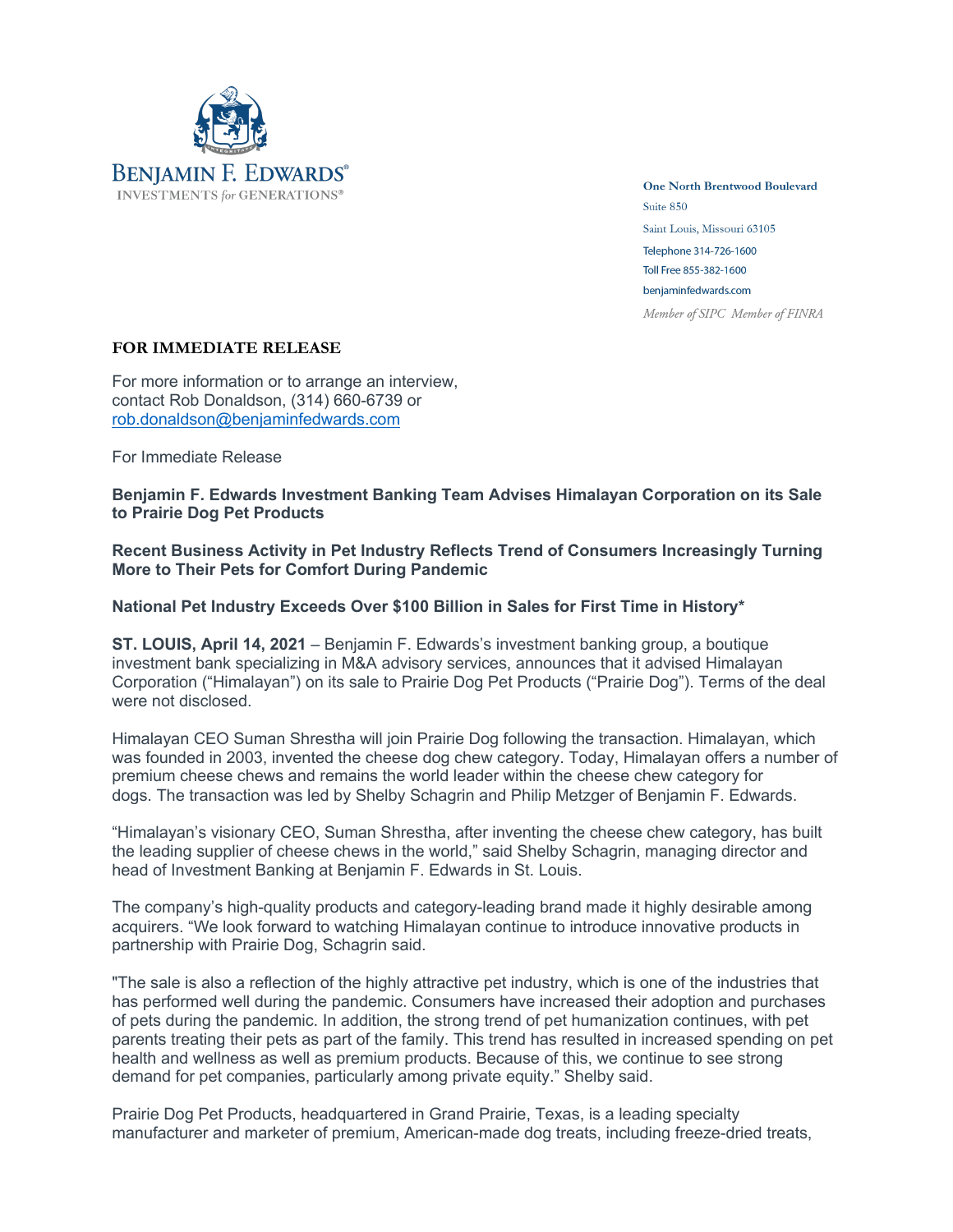BENJAMIN F. EDWARDS®
INVESTMENTS for GENERATIONS®

One North Brentwood Boulevard
Suite 850
Saint Louis, Missouri 63105
Telephone 314-726-1600
Toll Free 855-382-1600
benjaminfedwards.com
*Member of SIPC Member of FINRA*

**FOR IMMEDIATE RELEASE**

For more information or to arrange an interview, contact Rob Donaldson, (314) 660-6739 or rob.donaldson@benjaminfedwards.com

For Immediate Release

**Benjamin F. Edwards Investment Banking Team Advises Himalayan Corporation on its Sale to Prairie Dog Pet Products**

**Recent Business Activity in Pet Industry Reflects Trend of Consumers Increasingly Turning More to Their Pets for Comfort During Pandemic**

**National Pet Industry Exceeds Over $100 Billion in Sales for First Time in History***

**ST. LOUIS, April 14, 2021** – Benjamin F. Edwards's investment banking group, a boutique investment bank specializing in M&A advisory services, announces that it advised Himalayan Corporation ("Himalayan") on its sale to Prairie Dog Pet Products ("Prairie Dog"). Terms of the deal were not disclosed.

Himalayan CEO Suman Shrestha will join Prairie Dog following the transaction. Himalayan, which was founded in 2003, invented the cheese dog chew category. Today, Himalayan offers a number of premium cheese chews and remains the world leader within the cheese chew category for dogs. The transaction was led by Shelby Schagrin and Philip Metzger of Benjamin F. Edwards.

"Himalayan's visionary CEO, Suman Shrestha, after inventing the cheese chew category, has built the leading supplier of cheese chews in the world," said Shelby Schagrin, managing director and head of Investment Banking at Benjamin F. Edwards in St. Louis.

The company's high-quality products and category-leading brand made it highly desirable among acquirers. "We look forward to watching Himalayan continue to introduce innovative products in partnership with Prairie Dog, Schagrin said.

"The sale is also a reflection of the highly attractive pet industry, which is one of the industries that has performed well during the pandemic. Consumers have increased their adoption and purchases of pets during the pandemic. In addition, the strong trend of pet humanization continues, with pet parents treating their pets as part of the family. This trend has resulted in increased spending on pet health and wellness as well as premium products. Because of this, we continue to see strong demand for pet companies, particularly among private equity." Shelby said.

Prairie Dog Pet Products, headquartered in Grand Prairie, Texas, is a leading specialty manufacturer and marketer of premium, American-made dog treats, including freeze-dried treats,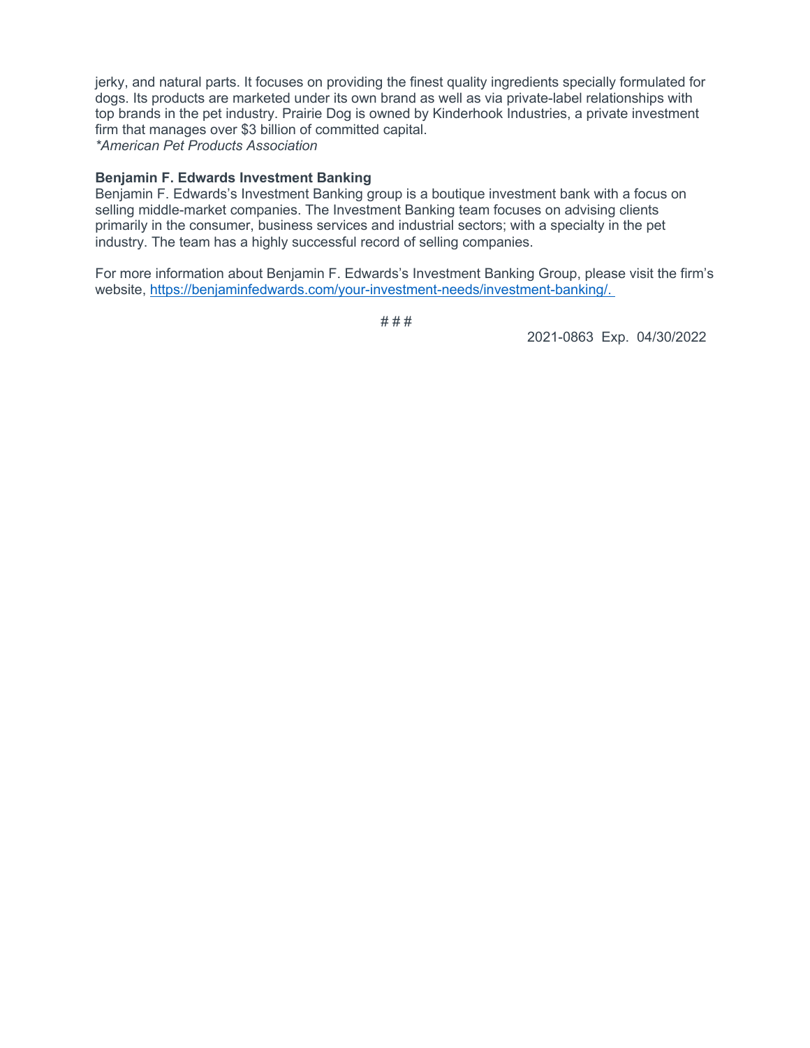jerky, and natural parts. It focuses on providing the finest quality ingredients specially formulated for dogs. Its products are marketed under its own brand as well as via private-label relationships with top brands in the pet industry. Prairie Dog is owned by Kinderhook Industries, a private investment firm that manages over $3 billion of committed capital.
*\*American Pet Products Association*

**Benjamin F. Edwards Investment Banking**
Benjamin F. Edwards's Investment Banking group is a boutique investment bank with a focus on selling middle-market companies. The Investment Banking team focuses on advising clients primarily in the consumer, business services and industrial sectors; with a specialty in the pet industry. The team has a highly successful record of selling companies.

For more information about Benjamin F. Edwards's Investment Banking Group, please visit the firm's website, [https://benjaminfedwards.com/your-investment-needs/investment-banking/.](https://benjaminfedwards.com/your-investment-needs/investment-banking/)

# # #

2021-0863 Exp. 04/30/2022